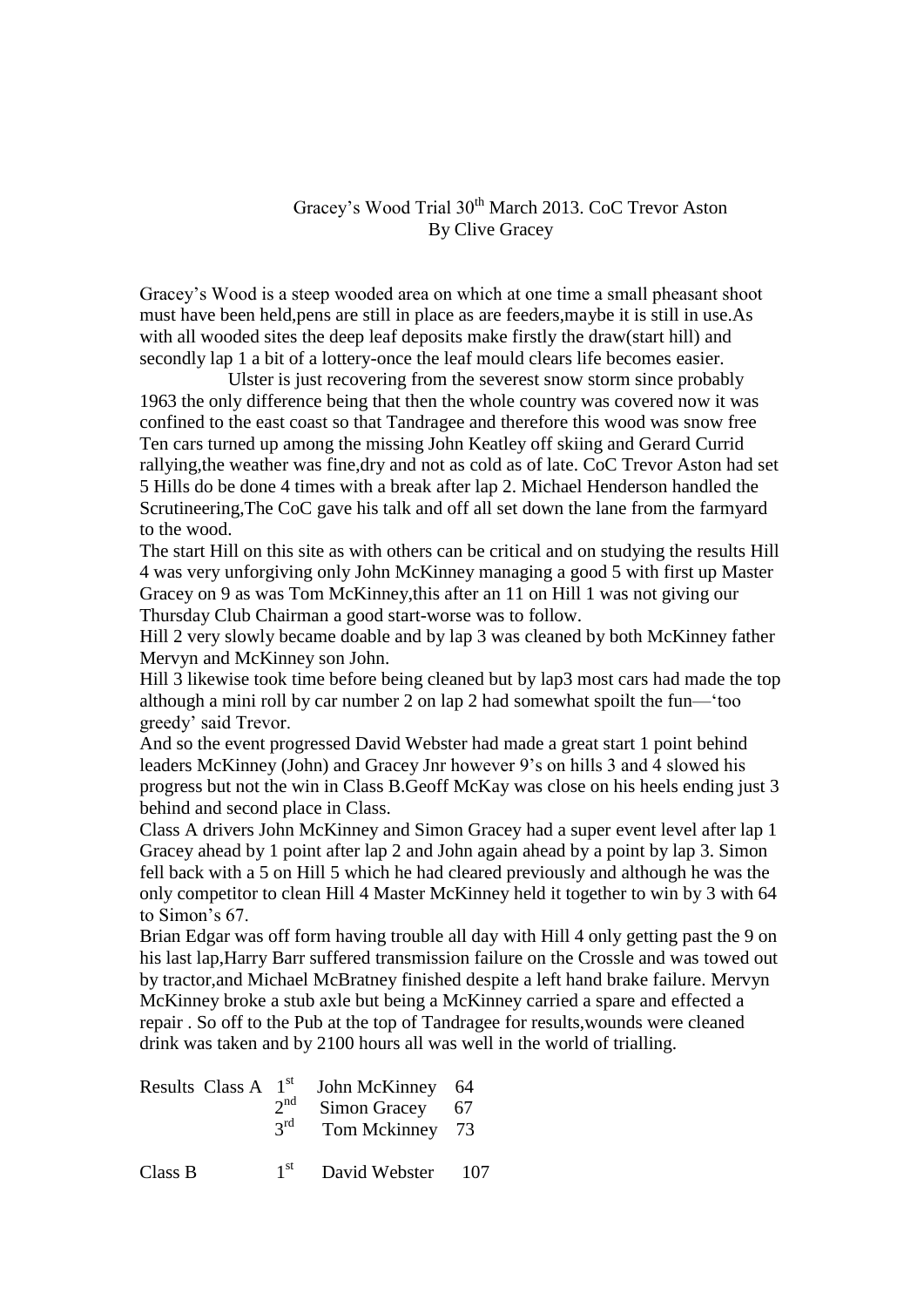Gracey's Wood Trial 30th March 2013. CoC Trevor Aston
By Clive Gracey

Gracey's Wood is a steep wooded area on which at one time a small pheasant shoot must have been held,pens are still in place as are feeders,maybe it is still in use.As with all wooded sites the deep leaf deposits make firstly the draw(start hill) and secondly lap 1 a bit of a lottery-once the leaf mould clears life becomes easier.

Ulster is just recovering from the severest snow storm since probably 1963 the only difference being that then the whole country was covered now it was confined to the east coast so that Tandragee and therefore this wood was snow free Ten cars turned up among the missing John Keatley off skiing and Gerard Currid rallying,the weather was fine,dry and not as cold as of late. CoC Trevor Aston had set 5 Hills do be done 4 times with a break after lap 2. Michael Henderson handled the Scrutineering,The CoC gave his talk and off all set down the lane from the farmyard to the wood.

The start Hill on this site as with others can be critical and on studying the results Hill 4 was very unforgiving only John McKinney managing a good 5 with first up Master Gracey on 9 as was Tom McKinney,this after an 11 on Hill 1 was not giving our Thursday Club Chairman a good start-worse was to follow.

Hill 2 very slowly became doable and by lap 3 was cleaned by both McKinney father Mervyn and McKinney son John.

Hill 3 likewise took time before being cleaned but by lap3 most cars had made the top although a mini roll by car number 2 on lap 2 had somewhat spoilt the fun—'too greedy' said Trevor.

And so the event progressed David Webster had made a great start 1 point behind leaders McKinney (John) and Gracey Jnr however 9's on hills 3 and 4 slowed his progress but not the win in Class B.Geoff McKay was close on his heels ending just 3 behind and second place in Class.

Class A drivers John McKinney and Simon Gracey had a super event level after lap 1 Gracey ahead by 1 point after lap 2 and John again ahead by a point by lap 3. Simon fell back with a 5 on Hill 5 which he had cleared previously and although he was the only competitor to clean Hill 4 Master McKinney held it together to win by 3 with 64 to Simon's 67.

Brian Edgar was off form having trouble all day with Hill 4 only getting past the 9 on his last lap,Harry Barr suffered transmission failure on the Crossle and was towed out by tractor,and Michael McBratney finished despite a left hand brake failure. Mervyn McKinney broke a stub axle but being a McKinney carried a spare and effected a repair . So off to the Pub at the top of Tandragee for results,wounds were cleaned drink was taken and by 2100 hours all was well in the world of trialling.

| Results Class A | 1st | John McKinney | 64 |
|---|---|---|---|
| | 2nd | Simon Gracey | 67 |
| | 3rd | Tom Mckinney | 73 |
| Class B | 1st | David Webster | 107 |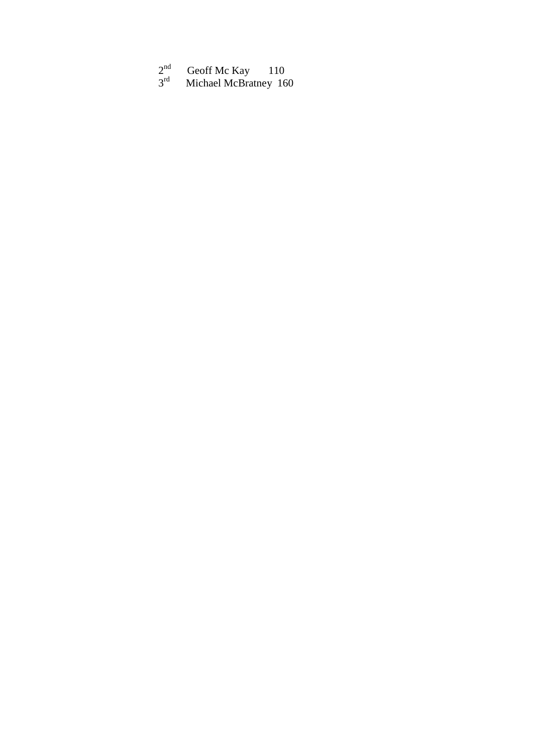| | | |
|---|---|---|
| 2nd | Geoff Mc Kay | 110 |
| 3rd | Michael McBratney | 160 |